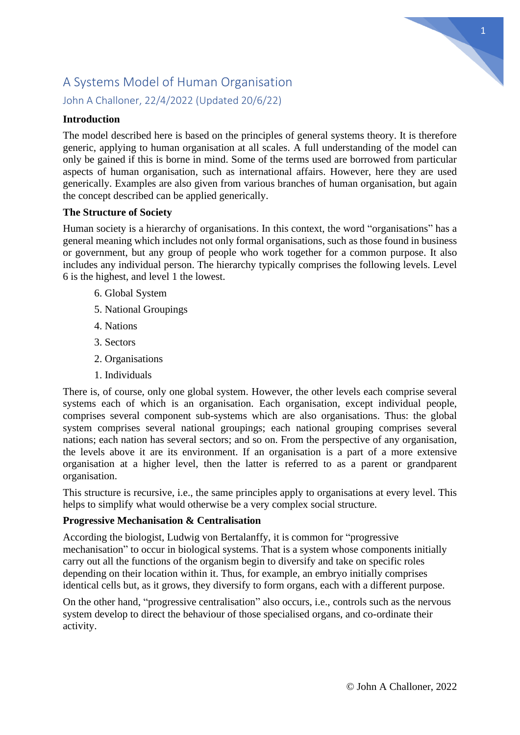# A Systems Model of Human Organisation

John A Challoner, 22/4/2022 (Updated 20/6/22)

## Introduction

The model described here is based on the principles of general systems theory. It is therefore generic, applying to human organisation at all scales. A full understanding of the model can only be gained if this is borne in mind. Some of the terms used are borrowed from particular aspects of human organisation, such as international affairs. However, here they are used generically. Examples are also given from various branches of human organisation, but again the concept described can be applied generically.

## The Structure of Society

Human society is a hierarchy of organisations. In this context, the word "organisations" has a general meaning which includes not only formal organisations, such as those found in business or government, but any group of people who work together for a common purpose. It also includes any individual person. The hierarchy typically comprises the following levels. Level 6 is the highest, and level 1 the lowest.

6. Global System
5. National Groupings
4. Nations
3. Sectors
2. Organisations
1. Individuals

There is, of course, only one global system. However, the other levels each comprise several systems each of which is an organisation. Each organisation, except individual people, comprises several component sub-systems which are also organisations. Thus: the global system comprises several national groupings; each national grouping comprises several nations; each nation has several sectors; and so on. From the perspective of any organisation, the levels above it are its environment. If an organisation is a part of a more extensive organisation at a higher level, then the latter is referred to as a parent or grandparent organisation.

This structure is recursive, i.e., the same principles apply to organisations at every level. This helps to simplify what would otherwise be a very complex social structure.

## Progressive Mechanisation & Centralisation

According the biologist, Ludwig von Bertalanffy, it is common for "progressive mechanisation" to occur in biological systems. That is a system whose components initially carry out all the functions of the organism begin to diversify and take on specific roles depending on their location within it. Thus, for example, an embryo initially comprises identical cells but, as it grows, they diversify to form organs, each with a different purpose.

On the other hand, "progressive centralisation" also occurs, i.e., controls such as the nervous system develop to direct the behaviour of those specialised organs, and co-ordinate their activity.

© John A Challoner, 2022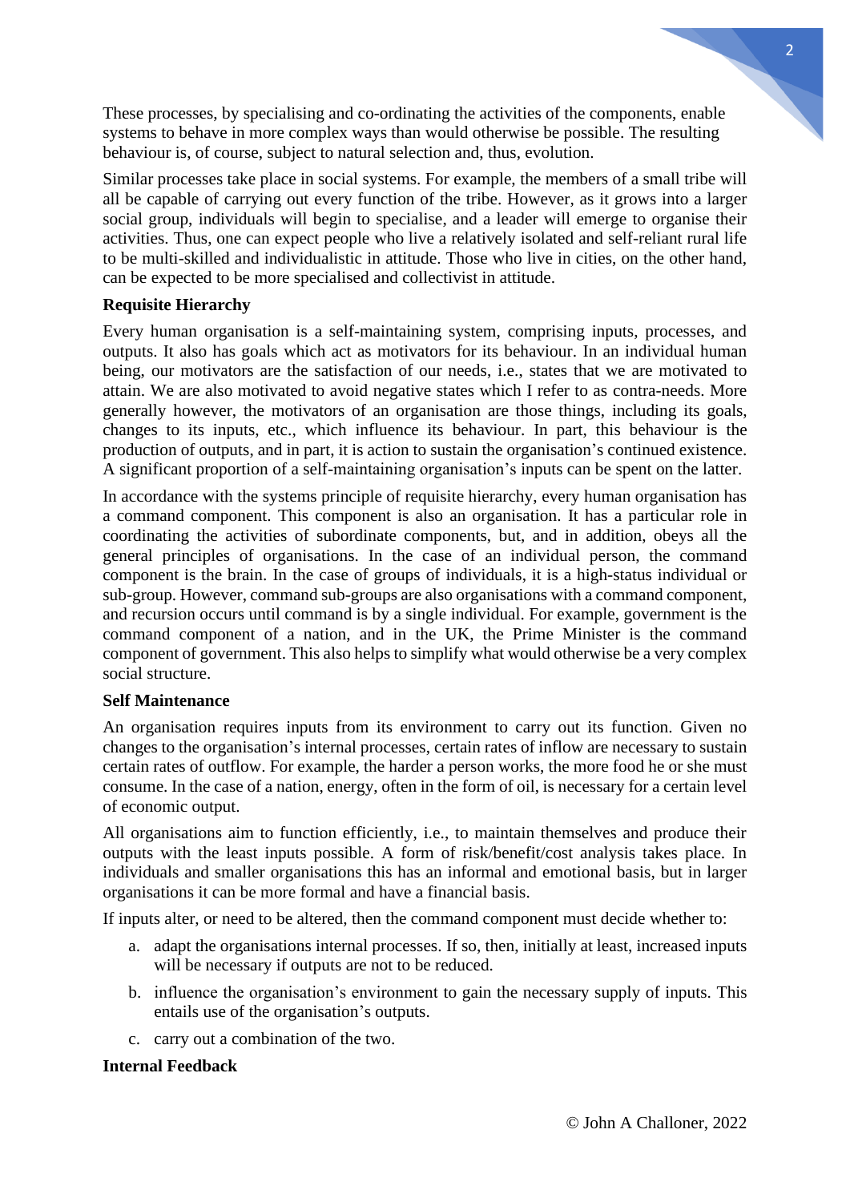These processes, by specialising and co-ordinating the activities of the components, enable systems to behave in more complex ways than would otherwise be possible. The resulting behaviour is, of course, subject to natural selection and, thus, evolution.

Similar processes take place in social systems. For example, the members of a small tribe will all be capable of carrying out every function of the tribe. However, as it grows into a larger social group, individuals will begin to specialise, and a leader will emerge to organise their activities. Thus, one can expect people who live a relatively isolated and self-reliant rural life to be multi-skilled and individualistic in attitude. Those who live in cities, on the other hand, can be expected to be more specialised and collectivist in attitude.

**Requisite Hierarchy**

Every human organisation is a self-maintaining system, comprising inputs, processes, and outputs. It also has goals which act as motivators for its behaviour. In an individual human being, our motivators are the satisfaction of our needs, i.e., states that we are motivated to attain. We are also motivated to avoid negative states which I refer to as contra-needs. More generally however, the motivators of an organisation are those things, including its goals, changes to its inputs, etc., which influence its behaviour. In part, this behaviour is the production of outputs, and in part, it is action to sustain the organisation's continued existence. A significant proportion of a self-maintaining organisation's inputs can be spent on the latter.

In accordance with the systems principle of requisite hierarchy, every human organisation has a command component. This component is also an organisation. It has a particular role in coordinating the activities of subordinate components, but, and in addition, obeys all the general principles of organisations. In the case of an individual person, the command component is the brain. In the case of groups of individuals, it is a high-status individual or sub-group. However, command sub-groups are also organisations with a command component, and recursion occurs until command is by a single individual. For example, government is the command component of a nation, and in the UK, the Prime Minister is the command component of government. This also helps to simplify what would otherwise be a very complex social structure.

**Self Maintenance**

An organisation requires inputs from its environment to carry out its function. Given no changes to the organisation's internal processes, certain rates of inflow are necessary to sustain certain rates of outflow. For example, the harder a person works, the more food he or she must consume. In the case of a nation, energy, often in the form of oil, is necessary for a certain level of economic output.

All organisations aim to function efficiently, i.e., to maintain themselves and produce their outputs with the least inputs possible. A form of risk/benefit/cost analysis takes place. In individuals and smaller organisations this has an informal and emotional basis, but in larger organisations it can be more formal and have a financial basis.

If inputs alter, or need to be altered, then the command component must decide whether to:

a. adapt the organisations internal processes. If so, then, initially at least, increased inputs will be necessary if outputs are not to be reduced.

b. influence the organisation's environment to gain the necessary supply of inputs. This entails use of the organisation's outputs.

c. carry out a combination of the two.

**Internal Feedback**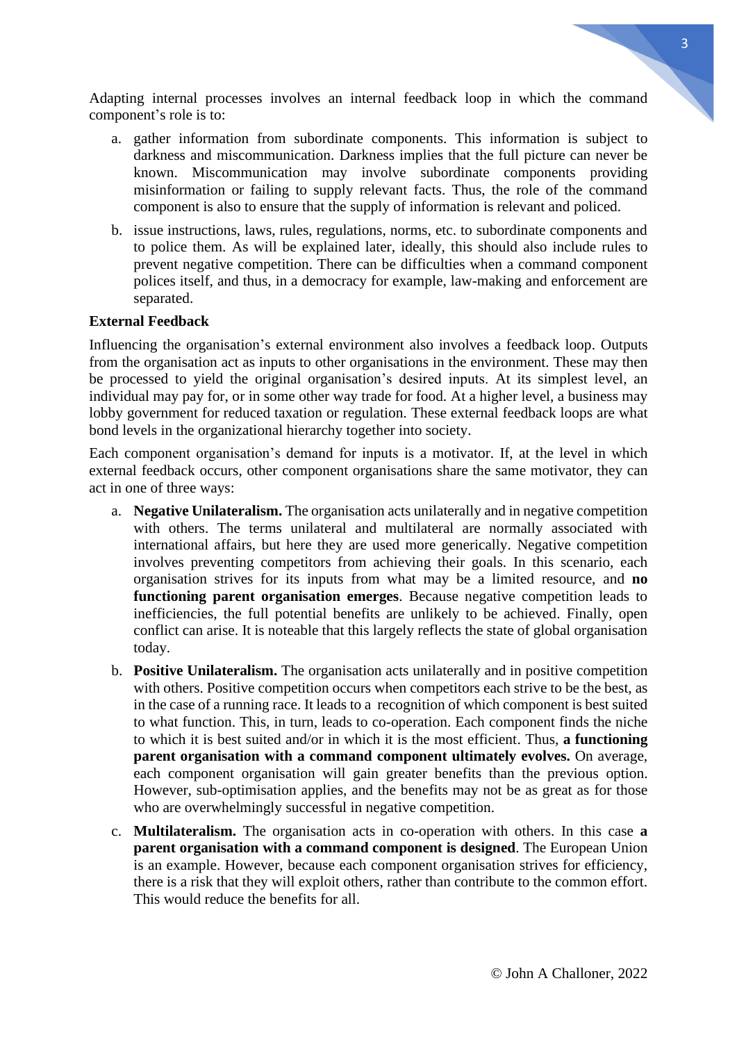Adapting internal processes involves an internal feedback loop in which the command component's role is to:

a. gather information from subordinate components. This information is subject to darkness and miscommunication. Darkness implies that the full picture can never be known. Miscommunication may involve subordinate components providing misinformation or failing to supply relevant facts. Thus, the role of the command component is also to ensure that the supply of information is relevant and policed.

b. issue instructions, laws, rules, regulations, norms, etc. to subordinate components and to police them. As will be explained later, ideally, this should also include rules to prevent negative competition. There can be difficulties when a command component polices itself, and thus, in a democracy for example, law-making and enforcement are separated.

**External Feedback**

Influencing the organisation's external environment also involves a feedback loop. Outputs from the organisation act as inputs to other organisations in the environment. These may then be processed to yield the original organisation's desired inputs. At its simplest level, an individual may pay for, or in some other way trade for food. At a higher level, a business may lobby government for reduced taxation or regulation. These external feedback loops are what bond levels in the organizational hierarchy together into society.

Each component organisation's demand for inputs is a motivator. If, at the level in which external feedback occurs, other component organisations share the same motivator, they can act in one of three ways:

a. **Negative Unilateralism.** The organisation acts unilaterally and in negative competition with others. The terms unilateral and multilateral are normally associated with international affairs, but here they are used more generically. Negative competition involves preventing competitors from achieving their goals. In this scenario, each organisation strives for its inputs from what may be a limited resource, and **no functioning parent organisation emerges**. Because negative competition leads to inefficiencies, the full potential benefits are unlikely to be achieved. Finally, open conflict can arise. It is noteable that this largely reflects the state of global organisation today.

b. **Positive Unilateralism.** The organisation acts unilaterally and in positive competition with others. Positive competition occurs when competitors each strive to be the best, as in the case of a running race. It leads to a recognition of which component is best suited to what function. This, in turn, leads to co-operation. Each component finds the niche to which it is best suited and/or in which it is the most efficient. Thus, **a functioning parent organisation with a command component ultimately evolves.** On average, each component organisation will gain greater benefits than the previous option. However, sub-optimisation applies, and the benefits may not be as great as for those who are overwhelmingly successful in negative competition.

c. **Multilateralism.** The organisation acts in co-operation with others. In this case **a parent organisation with a command component is designed**. The European Union is an example. However, because each component organisation strives for efficiency, there is a risk that they will exploit others, rather than contribute to the common effort. This would reduce the benefits for all.

© John A Challoner, 2022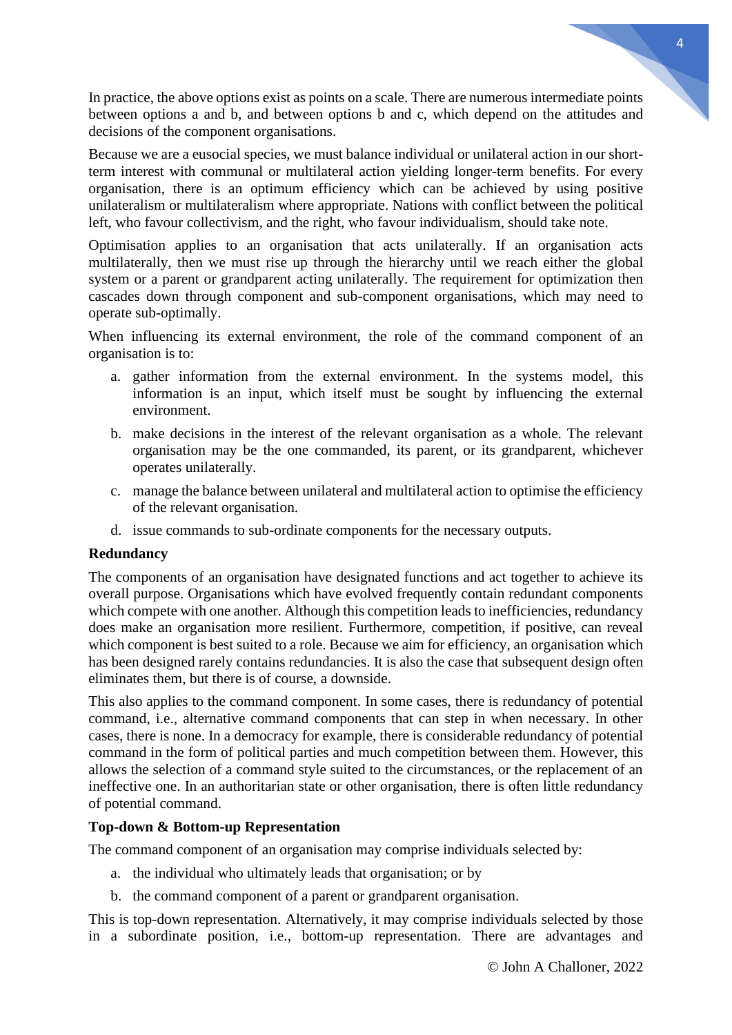In practice, the above options exist as points on a scale. There are numerous intermediate points between options a and b, and between options b and c, which depend on the attitudes and decisions of the component organisations.

Because we are a eusocial species, we must balance individual or unilateral action in our short-term interest with communal or multilateral action yielding longer-term benefits. For every organisation, there is an optimum efficiency which can be achieved by using positive unilateralism or multilateralism where appropriate. Nations with conflict between the political left, who favour collectivism, and the right, who favour individualism, should take note.

Optimisation applies to an organisation that acts unilaterally. If an organisation acts multilaterally, then we must rise up through the hierarchy until we reach either the global system or a parent or grandparent acting unilaterally. The requirement for optimization then cascades down through component and sub-component organisations, which may need to operate sub-optimally.

When influencing its external environment, the role of the command component of an organisation is to:

a. gather information from the external environment. In the systems model, this information is an input, which itself must be sought by influencing the external environment.
b. make decisions in the interest of the relevant organisation as a whole. The relevant organisation may be the one commanded, its parent, or its grandparent, whichever operates unilaterally.
c. manage the balance between unilateral and multilateral action to optimise the efficiency of the relevant organisation.
d. issue commands to sub-ordinate components for the necessary outputs.

**Redundancy**

The components of an organisation have designated functions and act together to achieve its overall purpose. Organisations which have evolved frequently contain redundant components which compete with one another. Although this competition leads to inefficiencies, redundancy does make an organisation more resilient. Furthermore, competition, if positive, can reveal which component is best suited to a role. Because we aim for efficiency, an organisation which has been designed rarely contains redundancies. It is also the case that subsequent design often eliminates them, but there is of course, a downside.

This also applies to the command component. In some cases, there is redundancy of potential command, i.e., alternative command components that can step in when necessary. In other cases, there is none. In a democracy for example, there is considerable redundancy of potential command in the form of political parties and much competition between them. However, this allows the selection of a command style suited to the circumstances, or the replacement of an ineffective one. In an authoritarian state or other organisation, there is often little redundancy of potential command.

**Top-down & Bottom-up Representation**

The command component of an organisation may comprise individuals selected by:

a. the individual who ultimately leads that organisation; or by
b. the command component of a parent or grandparent organisation.

This is top-down representation. Alternatively, it may comprise individuals selected by those in a subordinate position, i.e., bottom-up representation. There are advantages and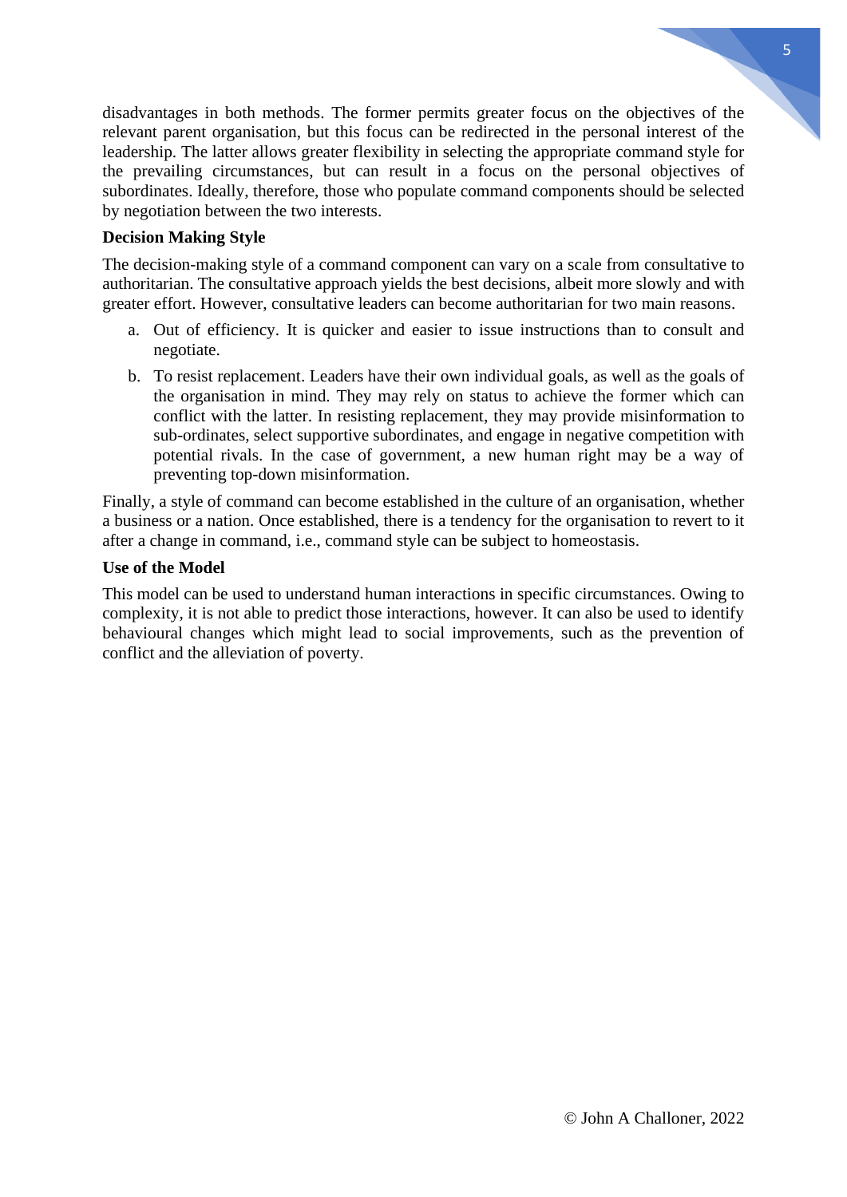disadvantages in both methods. The former permits greater focus on the objectives of the relevant parent organisation, but this focus can be redirected in the personal interest of the leadership. The latter allows greater flexibility in selecting the appropriate command style for the prevailing circumstances, but can result in a focus on the personal objectives of subordinates. Ideally, therefore, those who populate command components should be selected by negotiation between the two interests.

**Decision Making Style**

The decision-making style of a command component can vary on a scale from consultative to authoritarian. The consultative approach yields the best decisions, albeit more slowly and with greater effort. However, consultative leaders can become authoritarian for two main reasons.

a. Out of efficiency. It is quicker and easier to issue instructions than to consult and negotiate.

b. To resist replacement. Leaders have their own individual goals, as well as the goals of the organisation in mind. They may rely on status to achieve the former which can conflict with the latter. In resisting replacement, they may provide misinformation to sub-ordinates, select supportive subordinates, and engage in negative competition with potential rivals. In the case of government, a new human right may be a way of preventing top-down misinformation.

Finally, a style of command can become established in the culture of an organisation, whether a business or a nation. Once established, there is a tendency for the organisation to revert to it after a change in command, i.e., command style can be subject to homeostasis.

**Use of the Model**

This model can be used to understand human interactions in specific circumstances. Owing to complexity, it is not able to predict those interactions, however. It can also be used to identify behavioural changes which might lead to social improvements, such as the prevention of conflict and the alleviation of poverty.

© John A Challoner, 2022